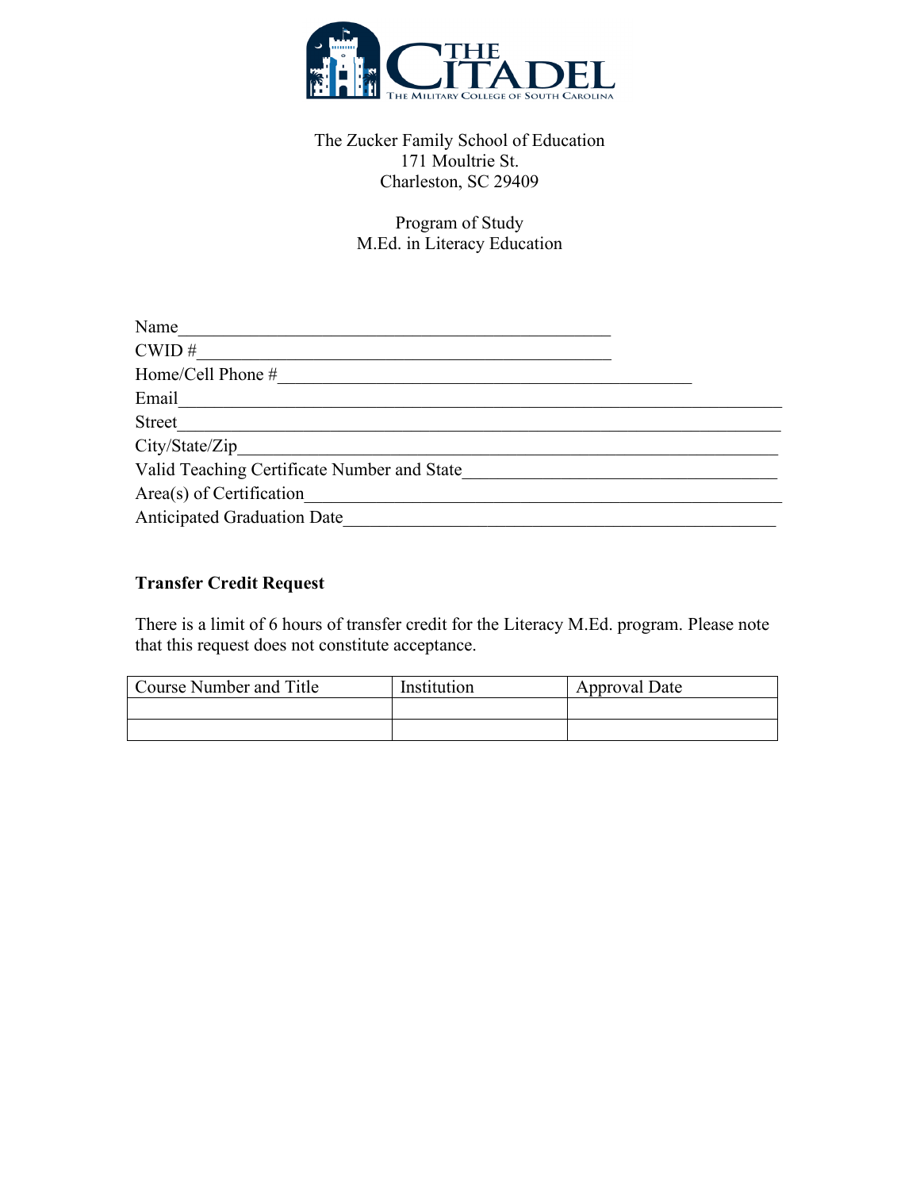The Zucker Family School of Education
171 Moultrie St.
Charleston, SC 29409

Program of Study
M.Ed. in Literacy Education

Name_______________________________________________

CWID #_____________________________________________

Home/Cell Phone #_______________________________________________

Email_______________________________________________________________________

Street_______________________________________________________________________

City/State/Zip___________________________________________________________________

Valid Teaching Certificate Number and State____________________________________

Area(s) of Certification_______________________________________________________

Anticipated Graduation Date__________________________________________________

**Transfer Credit Request**

There is a limit of 6 hours of transfer credit for the Literacy M.Ed. program. Please note that this request does not constitute acceptance.

| Course Number and Title | Institution | Approval Date |
|---|---|---|
| | | |
| | | |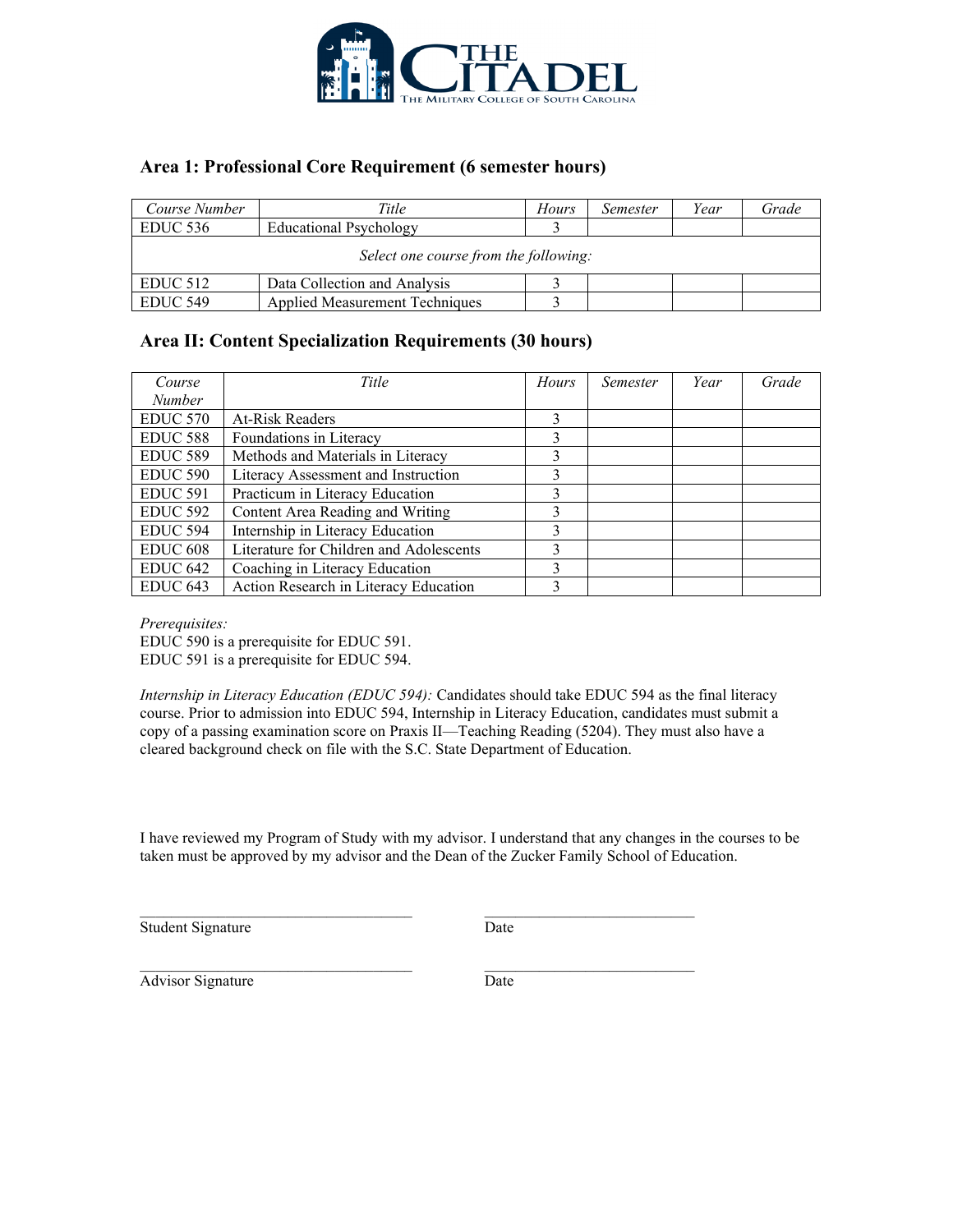## Area 1: Professional Core Requirement (6 semester hours)

| *Course Number* | *Title* | *Hours* | *Semester* | *Year* | *Grade* |
|---|---|---|---|---|---|
| EDUC 536 | Educational Psychology | 3 | | | |
| *Select one course from the following:* | | | | | |
| EDUC 512 | Data Collection and Analysis | 3 | | | |
| EDUC 549 | Applied Measurement Techniques | 3 | | | |

## Area II: Content Specialization Requirements (30 hours)

| *Course Number* | *Title* | *Hours* | *Semester* | *Year* | *Grade* |
|---|---|---|---|---|---|
| EDUC 570 | At-Risk Readers | 3 | | | |
| EDUC 588 | Foundations in Literacy | 3 | | | |
| EDUC 589 | Methods and Materials in Literacy | 3 | | | |
| EDUC 590 | Literacy Assessment and Instruction | 3 | | | |
| EDUC 591 | Practicum in Literacy Education | 3 | | | |
| EDUC 592 | Content Area Reading and Writing | 3 | | | |
| EDUC 594 | Internship in Literacy Education | 3 | | | |
| EDUC 608 | Literature for Children and Adolescents | 3 | | | |
| EDUC 642 | Coaching in Literacy Education | 3 | | | |
| EDUC 643 | Action Research in Literacy Education | 3 | | | |

*Prerequisites:*
EDUC 590 is a prerequisite for EDUC 591.
EDUC 591 is a prerequisite for EDUC 594.

*Internship in Literacy Education (EDUC 594):* Candidates should take EDUC 594 as the final literacy course. Prior to admission into EDUC 594, Internship in Literacy Education, candidates must submit a copy of a passing examination score on Praxis II—Teaching Reading (5204). They must also have a cleared background check on file with the S.C. State Department of Education.

I have reviewed my Program of Study with my advisor. I understand that any changes in the courses to be taken must be approved by my advisor and the Dean of the Zucker Family School of Education.

\_\_\_\_\_\_\_\_\_\_\_\_\_\_\_\_\_\_\_\_\_\_\_\_\_\_\_\_\_\_\_\_\_\_\_ \_\_\_\_\_\_\_\_\_\_\_\_\_\_\_\_\_\_\_\_\_\_\_\_\_\_\_
Student Signature Date

\_\_\_\_\_\_\_\_\_\_\_\_\_\_\_\_\_\_\_\_\_\_\_\_\_\_\_\_\_\_\_\_\_\_\_ \_\_\_\_\_\_\_\_\_\_\_\_\_\_\_\_\_\_\_\_\_\_\_\_\_\_\_
Advisor Signature Date